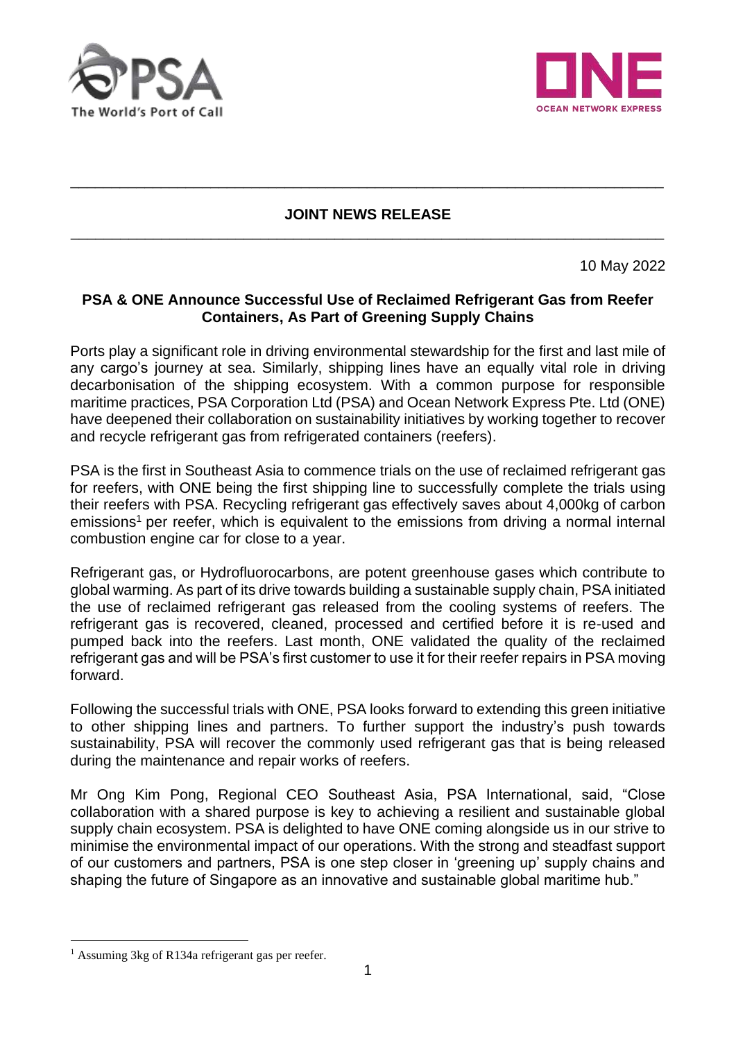PSA The World's Port of Call

ONE OCEAN NETWORK EXPRESS

**JOINT NEWS RELEASE**

10 May 2022

## PSA & ONE Announce Successful Use of Reclaimed Refrigerant Gas from Reefer Containers, As Part of Greening Supply Chains

Ports play a significant role in driving environmental stewardship for the first and last mile of any cargo's journey at sea. Similarly, shipping lines have an equally vital role in driving decarbonisation of the shipping ecosystem. With a common purpose for responsible maritime practices, PSA Corporation Ltd (PSA) and Ocean Network Express Pte. Ltd (ONE) have deepened their collaboration on sustainability initiatives by working together to recover and recycle refrigerant gas from refrigerated containers (reefers).

PSA is the first in Southeast Asia to commence trials on the use of reclaimed refrigerant gas for reefers, with ONE being the first shipping line to successfully complete the trials using their reefers with PSA. Recycling refrigerant gas effectively saves about 4,000kg of carbon emissions[1] per reefer, which is equivalent to the emissions from driving a normal internal combustion engine car for close to a year.

Refrigerant gas, or Hydrofluorocarbons, are potent greenhouse gases which contribute to global warming. As part of its drive towards building a sustainable supply chain, PSA initiated the use of reclaimed refrigerant gas released from the cooling systems of reefers. The refrigerant gas is recovered, cleaned, processed and certified before it is re-used and pumped back into the reefers. Last month, ONE validated the quality of the reclaimed refrigerant gas and will be PSA's first customer to use it for their reefer repairs in PSA moving forward.

Following the successful trials with ONE, PSA looks forward to extending this green initiative to other shipping lines and partners. To further support the industry's push towards sustainability, PSA will recover the commonly used refrigerant gas that is being released during the maintenance and repair works of reefers.

Mr Ong Kim Pong, Regional CEO Southeast Asia, PSA International, said, "Close collaboration with a shared purpose is key to achieving a resilient and sustainable global supply chain ecosystem. PSA is delighted to have ONE coming alongside us in our strive to minimise the environmental impact of our operations. With the strong and steadfast support of our customers and partners, PSA is one step closer in 'greening up' supply chains and shaping the future of Singapore as an innovative and sustainable global maritime hub."

[1] Assuming 3kg of R134a refrigerant gas per reefer.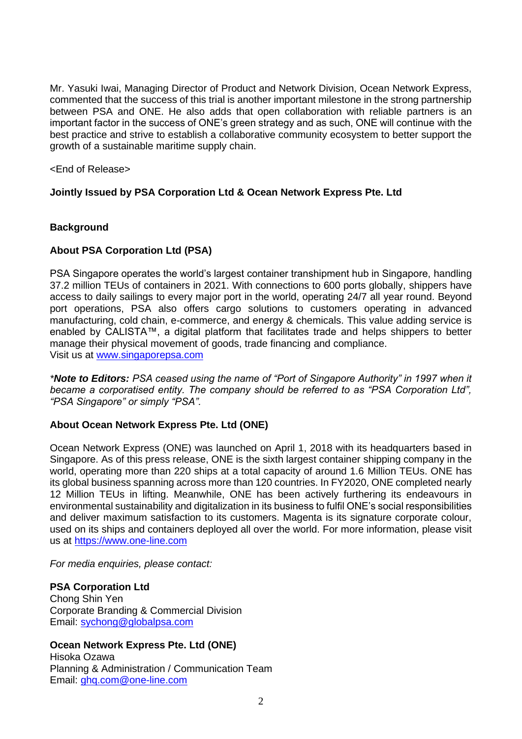Mr. Yasuki Iwai, Managing Director of Product and Network Division, Ocean Network Express, commented that the success of this trial is another important milestone in the strong partnership between PSA and ONE. He also adds that open collaboration with reliable partners is an important factor in the success of ONE's green strategy and as such, ONE will continue with the best practice and strive to establish a collaborative community ecosystem to better support the growth of a sustainable maritime supply chain.

<End of Release>

**Jointly Issued by PSA Corporation Ltd & Ocean Network Express Pte. Ltd**

## Background

### About PSA Corporation Ltd (PSA)

PSA Singapore operates the world's largest container transhipment hub in Singapore, handling 37.2 million TEUs of containers in 2021. With connections to 600 ports globally, shippers have access to daily sailings to every major port in the world, operating 24/7 all year round. Beyond port operations, PSA also offers cargo solutions to customers operating in advanced manufacturing, cold chain, e-commerce, and energy & chemicals. This value adding service is enabled by CALISTA™, a digital platform that facilitates trade and helps shippers to better manage their physical movement of goods, trade financing and compliance.
Visit us at [www.singaporepsa.com](http://www.singaporepsa.com)

*\*Note to Editors: PSA ceased using the name of "Port of Singapore Authority" in 1997 when it became a corporatised entity. The company should be referred to as "PSA Corporation Ltd", "PSA Singapore" or simply "PSA".*

### About Ocean Network Express Pte. Ltd (ONE)

Ocean Network Express (ONE) was launched on April 1, 2018 with its headquarters based in Singapore. As of this press release, ONE is the sixth largest container shipping company in the world, operating more than 220 ships at a total capacity of around 1.6 Million TEUs. ONE has its global business spanning across more than 120 countries. In FY2020, ONE completed nearly 12 Million TEUs in lifting. Meanwhile, ONE has been actively furthering its endeavours in environmental sustainability and digitalization in its business to fulfil ONE's social responsibilities and deliver maximum satisfaction to its customers. Magenta is its signature corporate colour, used on its ships and containers deployed all over the world. For more information, please visit us at [https://www.one-line.com](https://www.one-line.com)

*For media enquiries, please contact:*

**PSA Corporation Ltd**
Chong Shin Yen
Corporate Branding & Commercial Division
Email: [sychong@globalpsa.com](mailto:sychong@globalpsa.com)

**Ocean Network Express Pte. Ltd (ONE)**
Hisoka Ozawa
Planning & Administration / Communication Team
Email: [ghq.com@one-line.com](mailto:ghq.com@one-line.com)